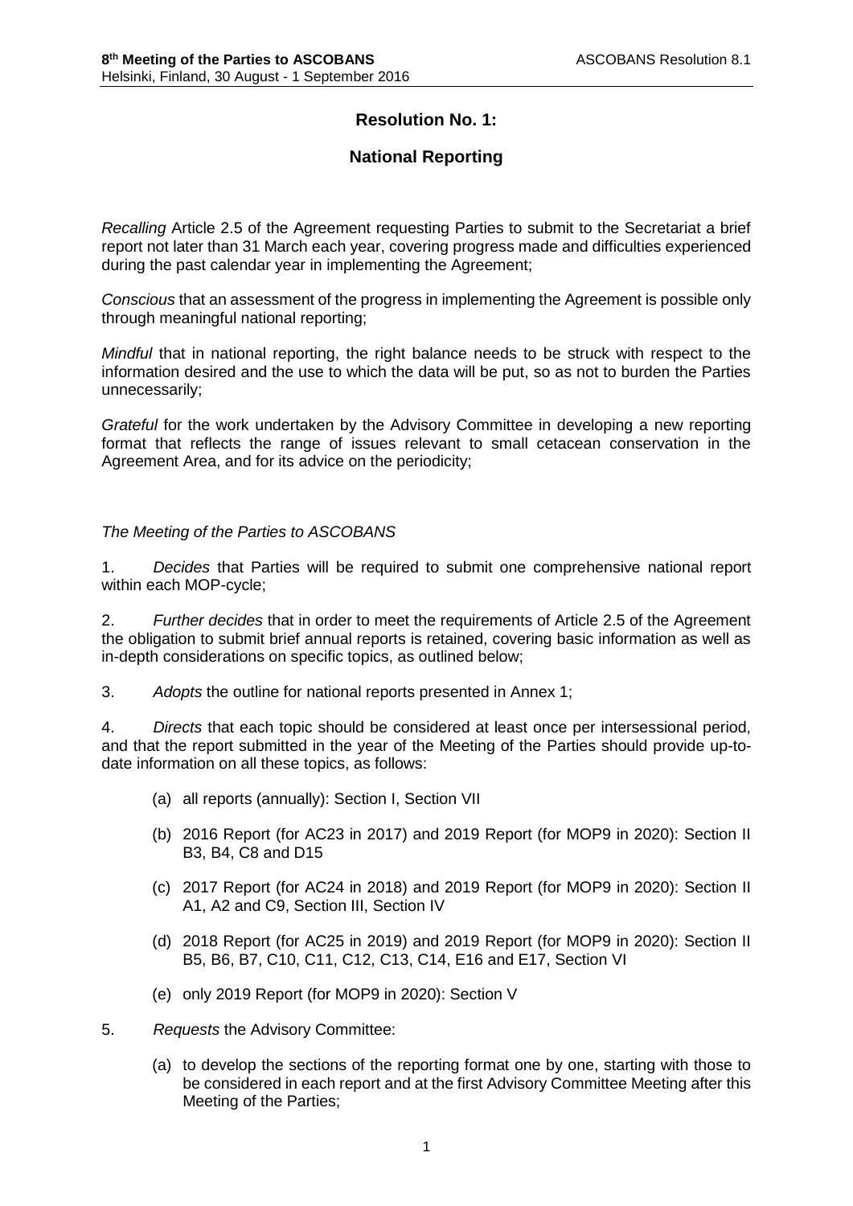# Resolution No. 1:

## National Reporting

*Recalling* Article 2.5 of the Agreement requesting Parties to submit to the Secretariat a brief report not later than 31 March each year, covering progress made and difficulties experienced during the past calendar year in implementing the Agreement;

*Conscious* that an assessment of the progress in implementing the Agreement is possible only through meaningful national reporting;

*Mindful* that in national reporting, the right balance needs to be struck with respect to the information desired and the use to which the data will be put, so as not to burden the Parties unnecessarily;

*Grateful* for the work undertaken by the Advisory Committee in developing a new reporting format that reflects the range of issues relevant to small cetacean conservation in the Agreement Area, and for its advice on the periodicity;

*The Meeting of the Parties to ASCOBANS*

1. *Decides* that Parties will be required to submit one comprehensive national report within each MOP-cycle;

2. *Further decides* that in order to meet the requirements of Article 2.5 of the Agreement the obligation to submit brief annual reports is retained, covering basic information as well as in-depth considerations on specific topics, as outlined below;

3. *Adopts* the outline for national reports presented in Annex 1;

4. *Directs* that each topic should be considered at least once per intersessional period, and that the report submitted in the year of the Meeting of the Parties should provide up-to-date information on all these topics, as follows:

   (a) all reports (annually): Section I, Section VII

   (b) 2016 Report (for AC23 in 2017) and 2019 Report (for MOP9 in 2020): Section II B3, B4, C8 and D15

   (c) 2017 Report (for AC24 in 2018) and 2019 Report (for MOP9 in 2020): Section II A1, A2 and C9, Section III, Section IV

   (d) 2018 Report (for AC25 in 2019) and 2019 Report (for MOP9 in 2020): Section II B5, B6, B7, C10, C11, C12, C13, C14, E16 and E17, Section VI

   (e) only 2019 Report (for MOP9 in 2020): Section V

5. *Requests* the Advisory Committee:

   (a) to develop the sections of the reporting format one by one, starting with those to be considered in each report and at the first Advisory Committee Meeting after this Meeting of the Parties;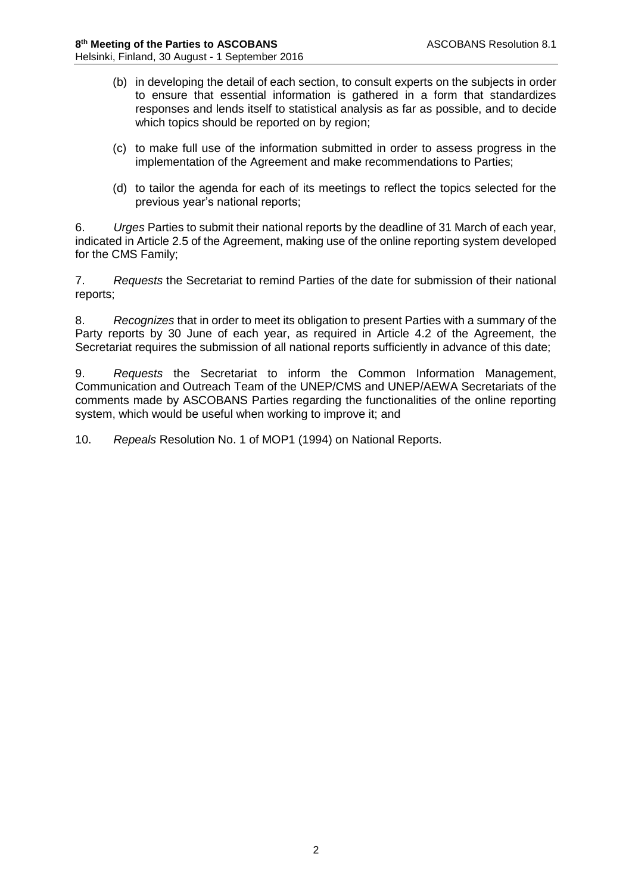(b) in developing the detail of each section, to consult experts on the subjects in order to ensure that essential information is gathered in a form that standardizes responses and lends itself to statistical analysis as far as possible, and to decide which topics should be reported on by region;

(c) to make full use of the information submitted in order to assess progress in the implementation of the Agreement and make recommendations to Parties;

(d) to tailor the agenda for each of its meetings to reflect the topics selected for the previous year's national reports;

6. *Urges* Parties to submit their national reports by the deadline of 31 March of each year, indicated in Article 2.5 of the Agreement, making use of the online reporting system developed for the CMS Family;

7. *Requests* the Secretariat to remind Parties of the date for submission of their national reports;

8. *Recognizes* that in order to meet its obligation to present Parties with a summary of the Party reports by 30 June of each year, as required in Article 4.2 of the Agreement, the Secretariat requires the submission of all national reports sufficiently in advance of this date;

9. *Requests* the Secretariat to inform the Common Information Management, Communication and Outreach Team of the UNEP/CMS and UNEP/AEWA Secretariats of the comments made by ASCOBANS Parties regarding the functionalities of the online reporting system, which would be useful when working to improve it; and

10. *Repeals* Resolution No. 1 of MOP1 (1994) on National Reports.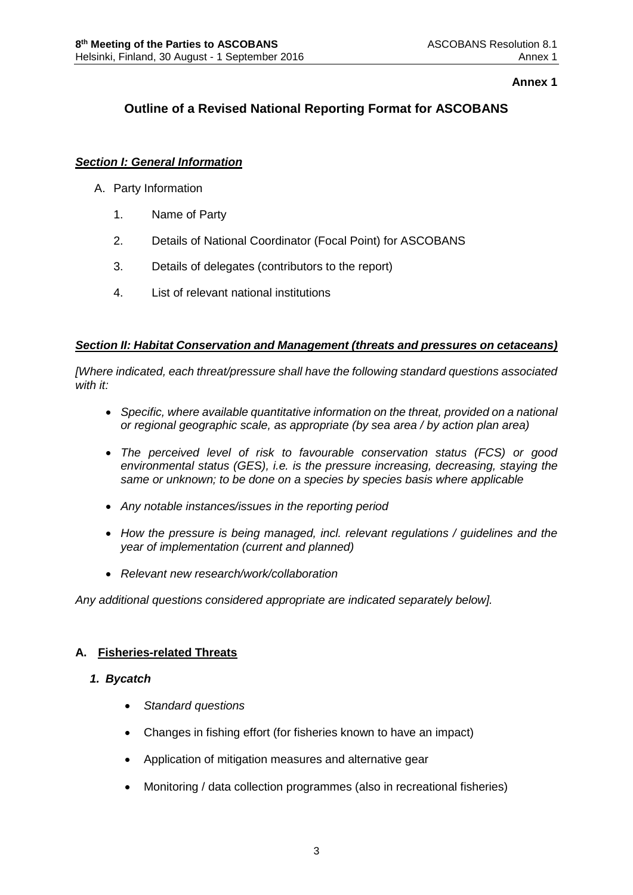**Annex 1**

# Outline of a Revised National Reporting Format for ASCOBANS

## ***Section I: General Information***

A. Party Information

1. Name of Party
2. Details of National Coordinator (Focal Point) for ASCOBANS
3. Details of delegates (contributors to the report)
4. List of relevant national institutions

## ***Section II: Habitat Conservation and Management (threats and pressures on cetaceans)***

*[Where indicated, each threat/pressure shall have the following standard questions associated with it:*

- *Specific, where available quantitative information on the threat, provided on a national or regional geographic scale, as appropriate (by sea area / by action plan area)*
- *The perceived level of risk to favourable conservation status (FCS) or good environmental status (GES), i.e. is the pressure increasing, decreasing, staying the same or unknown; to be done on a species by species basis where applicable*
- *Any notable instances/issues in the reporting period*
- *How the pressure is being managed, incl. relevant regulations / guidelines and the year of implementation (current and planned)*
- *Relevant new research/work/collaboration*

*Any additional questions considered appropriate are indicated separately below].*

### A. Fisheries-related Threats

#### *1. Bycatch*

- *Standard questions*
- Changes in fishing effort (for fisheries known to have an impact)
- Application of mitigation measures and alternative gear
- Monitoring / data collection programmes (also in recreational fisheries)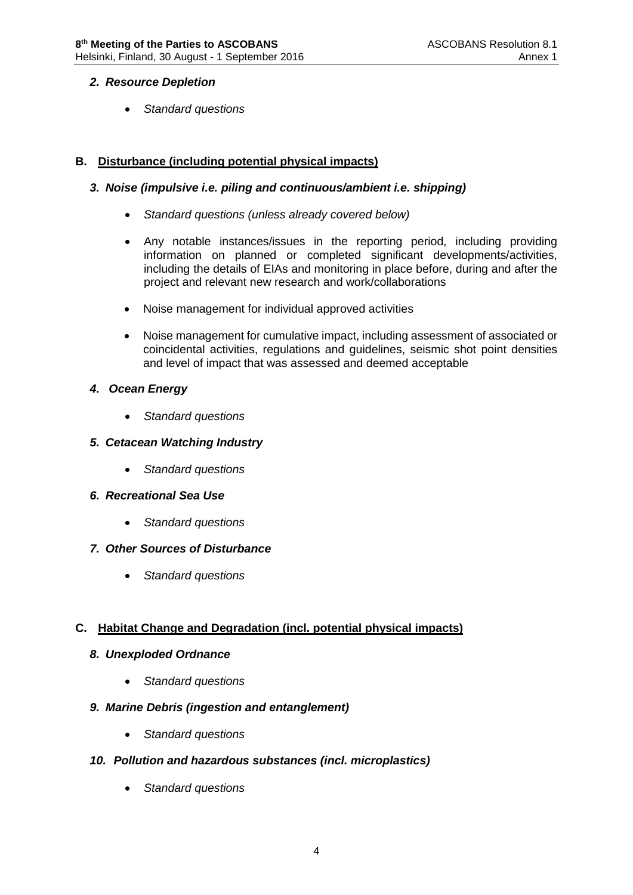### *2. Resource Depletion*

- *Standard questions*

## B. Disturbance (including potential physical impacts)

### *3. Noise (impulsive i.e. piling and continuous/ambient i.e. shipping)*

- *Standard questions (unless already covered below)*
- Any notable instances/issues in the reporting period, including providing information on planned or completed significant developments/activities, including the details of EIAs and monitoring in place before, during and after the project and relevant new research and work/collaborations
- Noise management for individual approved activities
- Noise management for cumulative impact, including assessment of associated or coincidental activities, regulations and guidelines, seismic shot point densities and level of impact that was assessed and deemed acceptable

### *4. Ocean Energy*

- *Standard questions*

### *5. Cetacean Watching Industry*

- *Standard questions*

### *6. Recreational Sea Use*

- *Standard questions*

### *7. Other Sources of Disturbance*

- *Standard questions*

## C. Habitat Change and Degradation (incl. potential physical impacts)

### *8. Unexploded Ordnance*

- *Standard questions*

### *9. Marine Debris (ingestion and entanglement)*

- *Standard questions*

### *10. Pollution and hazardous substances (incl. microplastics)*

- *Standard questions*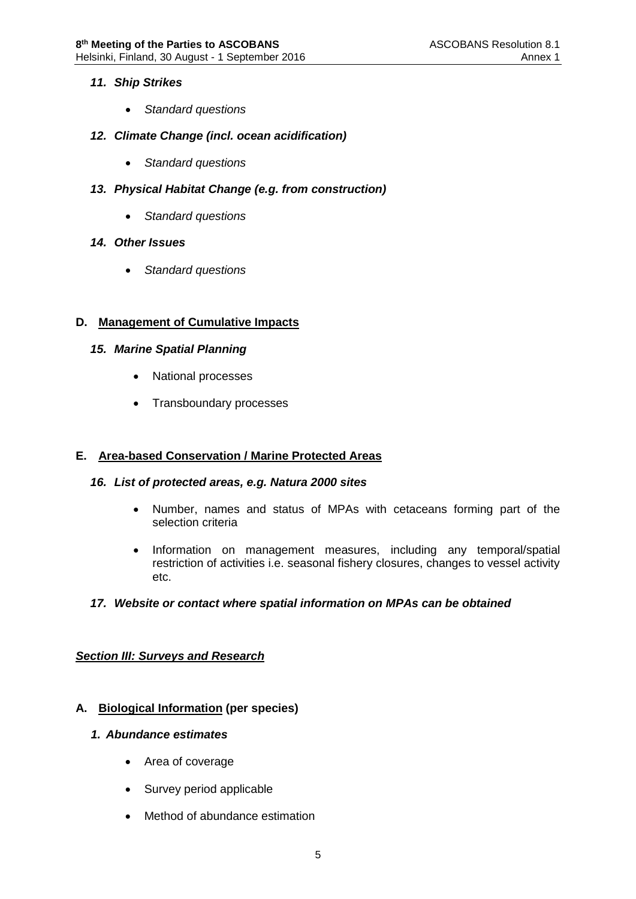### *11. Ship Strikes*

- *Standard questions*

### *12. Climate Change (incl. ocean acidification)*

- *Standard questions*

### *13. Physical Habitat Change (e.g. from construction)*

- *Standard questions*

### *14. Other Issues*

- *Standard questions*

## D. Management of Cumulative Impacts

### *15. Marine Spatial Planning*

- National processes
- Transboundary processes

## E. Area-based Conservation / Marine Protected Areas

### *16. List of protected areas, e.g. Natura 2000 sites*

- Number, names and status of MPAs with cetaceans forming part of the selection criteria
- Information on management measures, including any temporal/spatial restriction of activities i.e. seasonal fishery closures, changes to vessel activity etc.

### *17. Website or contact where spatial information on MPAs can be obtained*

# *Section III: Surveys and Research*

## A. Biological Information (per species)

### *1. Abundance estimates*

- Area of coverage
- Survey period applicable
- Method of abundance estimation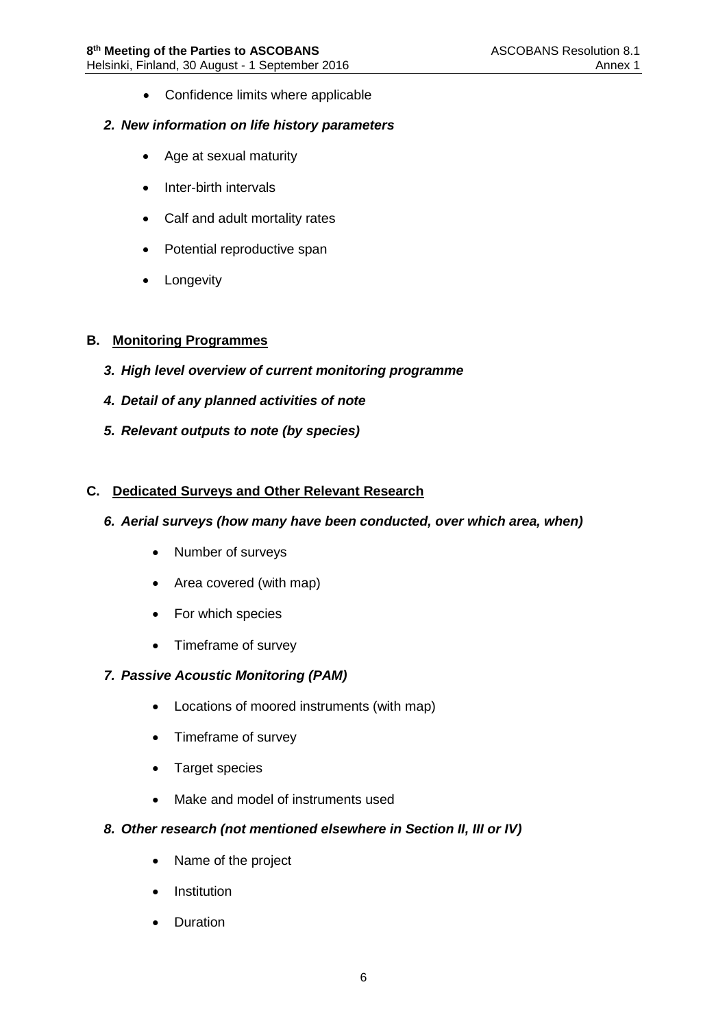- Confidence limits where applicable

***2. New information on life history parameters***

- Age at sexual maturity
- Inter-birth intervals
- Calf and adult mortality rates
- Potential reproductive span
- Longevity

## B. Monitoring Programmes

***3. High level overview of current monitoring programme***

***4. Detail of any planned activities of note***

***5. Relevant outputs to note (by species)***

## C. Dedicated Surveys and Other Relevant Research

***6. Aerial surveys (how many have been conducted, over which area, when)***

- Number of surveys
- Area covered (with map)
- For which species
- Timeframe of survey

***7. Passive Acoustic Monitoring (PAM)***

- Locations of moored instruments (with map)
- Timeframe of survey
- Target species
- Make and model of instruments used

***8. Other research (not mentioned elsewhere in Section II, III or IV)***

- Name of the project
- Institution
- Duration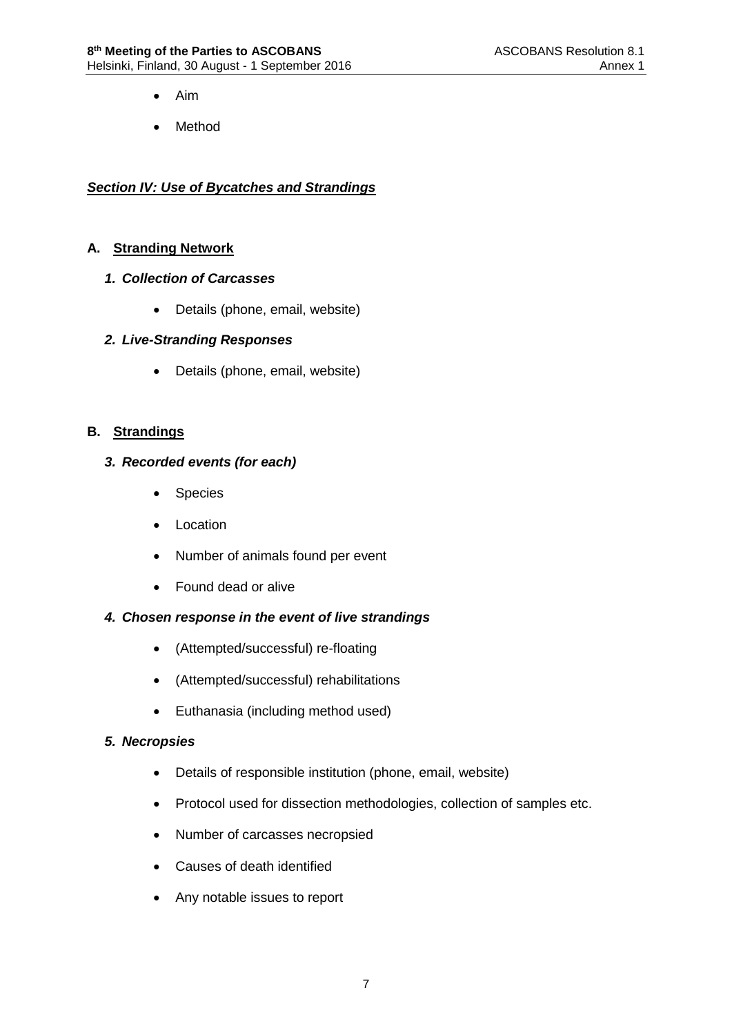- Aim
- Method

***Section IV: Use of Bycatches and Strandings***

**A. Stranding Network**

***1. Collection of Carcasses***

- Details (phone, email, website)

***2. Live-Stranding Responses***

- Details (phone, email, website)

**B. Strandings**

***3. Recorded events (for each)***

- Species
- Location
- Number of animals found per event
- Found dead or alive

***4. Chosen response in the event of live strandings***

- (Attempted/successful) re-floating
- (Attempted/successful) rehabilitations
- Euthanasia (including method used)

***5. Necropsies***

- Details of responsible institution (phone, email, website)
- Protocol used for dissection methodologies, collection of samples etc.
- Number of carcasses necropsied
- Causes of death identified
- Any notable issues to report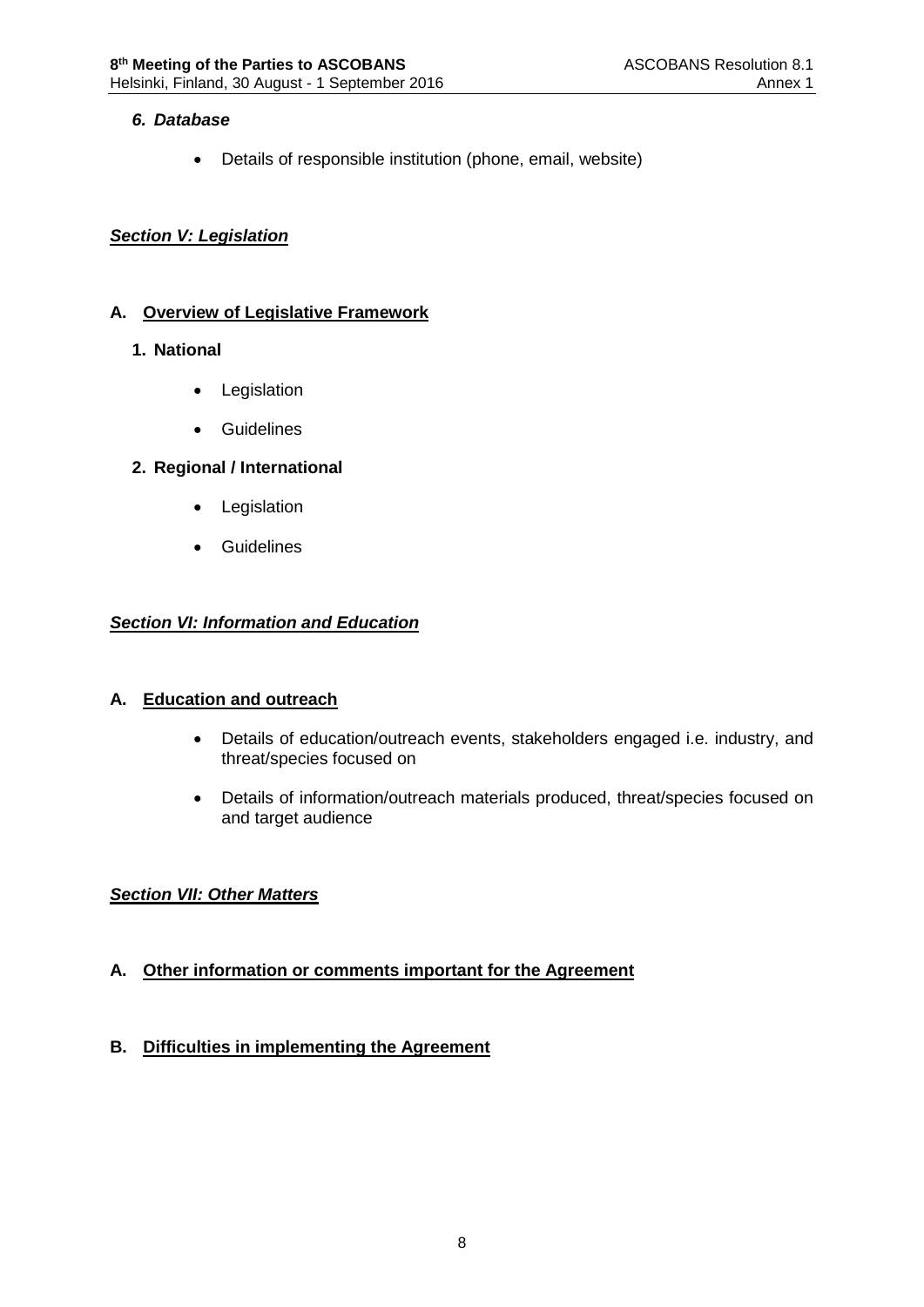### *6. Database*

- Details of responsible institution (phone, email, website)

## ***Section V: Legislation***

### **A. Overview of Legislative Framework**

#### **1. National**

- Legislation
- Guidelines

#### **2. Regional / International**

- Legislation
- Guidelines

## ***Section VI: Information and Education***

### **A. Education and outreach**

- Details of education/outreach events, stakeholders engaged i.e. industry, and threat/species focused on
- Details of information/outreach materials produced, threat/species focused on and target audience

## ***Section VII: Other Matters***

### **A. Other information or comments important for the Agreement**

### **B. Difficulties in implementing the Agreement**